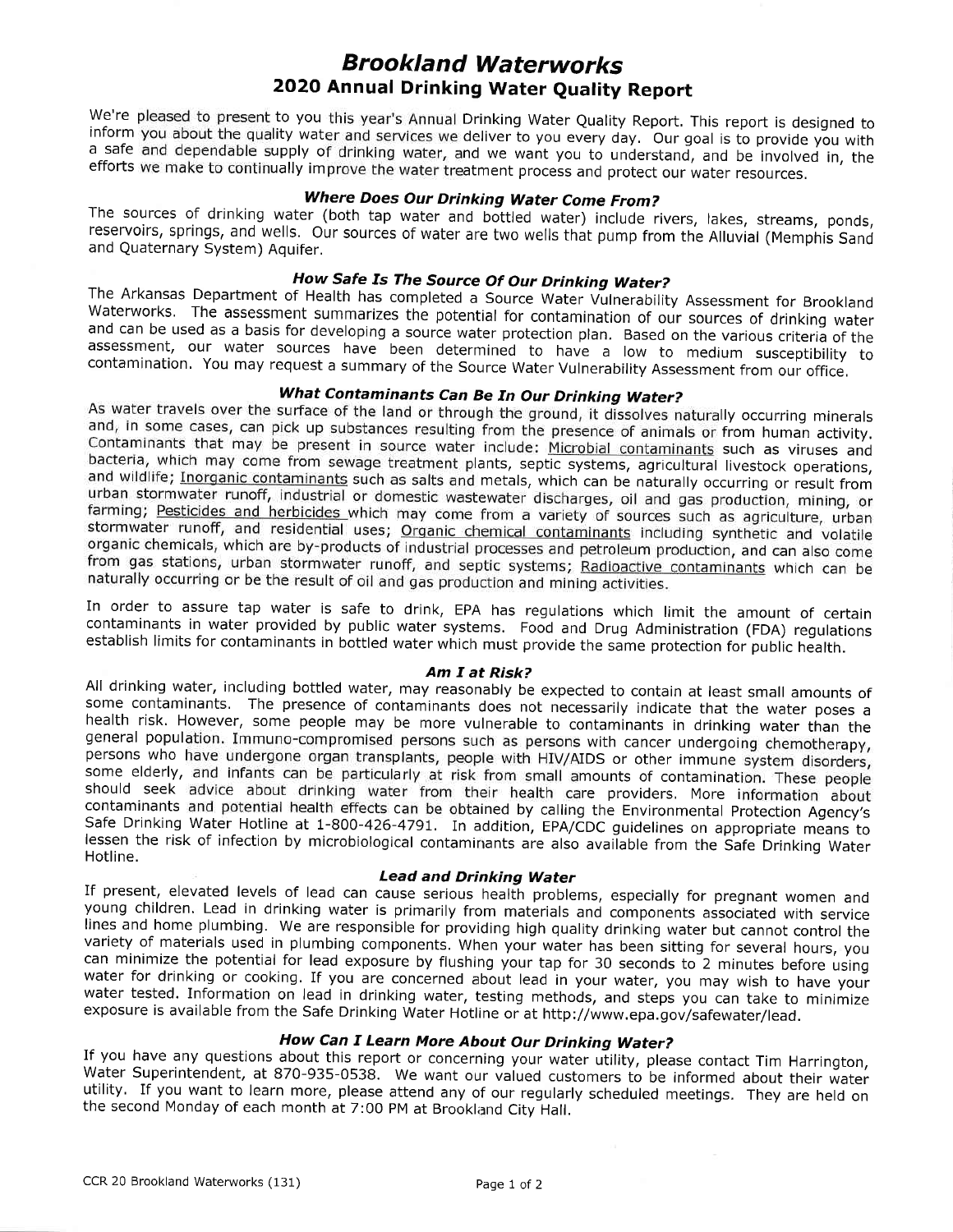# Brookland Waterworks

## 2020 Annual Drinking Water Quality Report

We're pleased to present to you this year's Annual Drinking Water Quality Report. This report is designed to inform you about the quality water and services we deliver to you every day. Our goal is to provide you with a safe and dependable supply of drinking water, and we want you to understand, and be involved in, the efforts we make to continually improve the water treatment process and protect our water resources.

### *Where Does Our Drinking Water Come From?*

The sources of drinking water (both tap water and bottled water) include rivers, lakes, streams, ponds, reservoirs, springs, and wells. Our sources of water are two wells that pump from the Alluvial (Memphis Sand and Quaternary System) Aquifer.

### *How Safe Is The Source Of Our Drinking Water?*

The Arkansas Department of Health has completed a Source Water Vulnerability Assessment for Brookland Waterworks. The assessment summarizes the potential for contamination of our sources of drinking water and can be used as a basis for developing a source water protection plan. Based on the various criteria of the assessment, our water sources have been determined to have a low to medium susceptibility to contamination. You may request a summary of the Source Water Vulnerability Assessment from our office.

### *What Contaminants Can Be In Our Drinking Water?*

As water travels over the surface of the land or through the ground, it dissolves naturally occurring minerals and, in some cases, can pick up substances resulting from the presence of animals or from human activity. Contaminants that may be present in source water include: Microbial contaminants such as viruses and bacteria, which may come from sewage treatment plants, septic systems, agricultural livestock operations, and wildlife; Inorganic contaminants such as salts and metals, which can be naturally occurring or result from urban stormwater runoff, industrial or domestic wastewater discharges, oil and gas production, mining, or farming; Pesticides and herbicides which may come from a variety of sources such as agriculture, urban stormwater runoff, and residential uses; Organic chemical contaminants including synthetic and volatile organic chemicals, which are by-products of industrial processes and petroleum production, and can also come from gas stations, urban stormwater runoff, and septic systems; Radioactive contaminants which can be naturally occurring or be the result of oil and gas production and mining activities.

In order to assure tap water is safe to drink, EPA has regulations which limit the amount of certain contaminants in water provided by public water systems. Food and Drug Administration (FDA) regulations establish limits for contaminants in bottled water which must provide the same protection for public health.

### *Am I at Risk?*

All drinking water, including bottled water, may reasonably be expected to contain at least small amounts of some contaminants. The presence of contaminants does not necessarily indicate that the water poses a health risk. However, some people may be more vulnerable to contaminants in drinking water than the general population. Immuno-compromised persons such as persons with cancer undergoing chemotherapy, persons who have undergone organ transplants, people with HIV/AIDS or other immune system disorders, some elderly, and infants can be particularly at risk from small amounts of contamination. These people should seek advice about drinking water from their health care providers. More information about contaminants and potential health effects can be obtained by calling the Environmental Protection Agency's Safe Drinking Water Hotline at 1-800-426-4791. In addition, EPA/CDC guidelines on appropriate means to lessen the risk of infection by microbiological contaminants are also available from the Safe Drinking Water Hotline.

### *Lead and Drinking Water*

If present, elevated levels of lead can cause serious health problems, especially for pregnant women and young children. Lead in drinking water is primarily from materials and components associated with service lines and home plumbing. We are responsible for providing high quality drinking water but cannot control the variety of materials used in plumbing components. When your water has been sitting for several hours, you can minimize the potential for lead exposure by flushing your tap for 30 seconds to 2 minutes before using water for drinking or cooking. If you are concerned about lead in your water, you may wish to have your water tested. Information on lead in drinking water, testing methods, and steps you can take to minimize exposure is available from the Safe Drinking Water Hotline or at http://www.epa.gov/safewater/lead.

### *How Can I Learn More About Our Drinking Water?*

If you have any questions about this report or concerning your water utility, please contact Tim Harrington, Water Superintendent, at 870-935-0538. We want our valued customers to be informed about their water utility. If you want to learn more, please attend any of our regularly scheduled meetings. They are held on the second Monday of each month at 7:00 PM at Brookland City Hall.

CCR 20 Brookland Waterworks (131)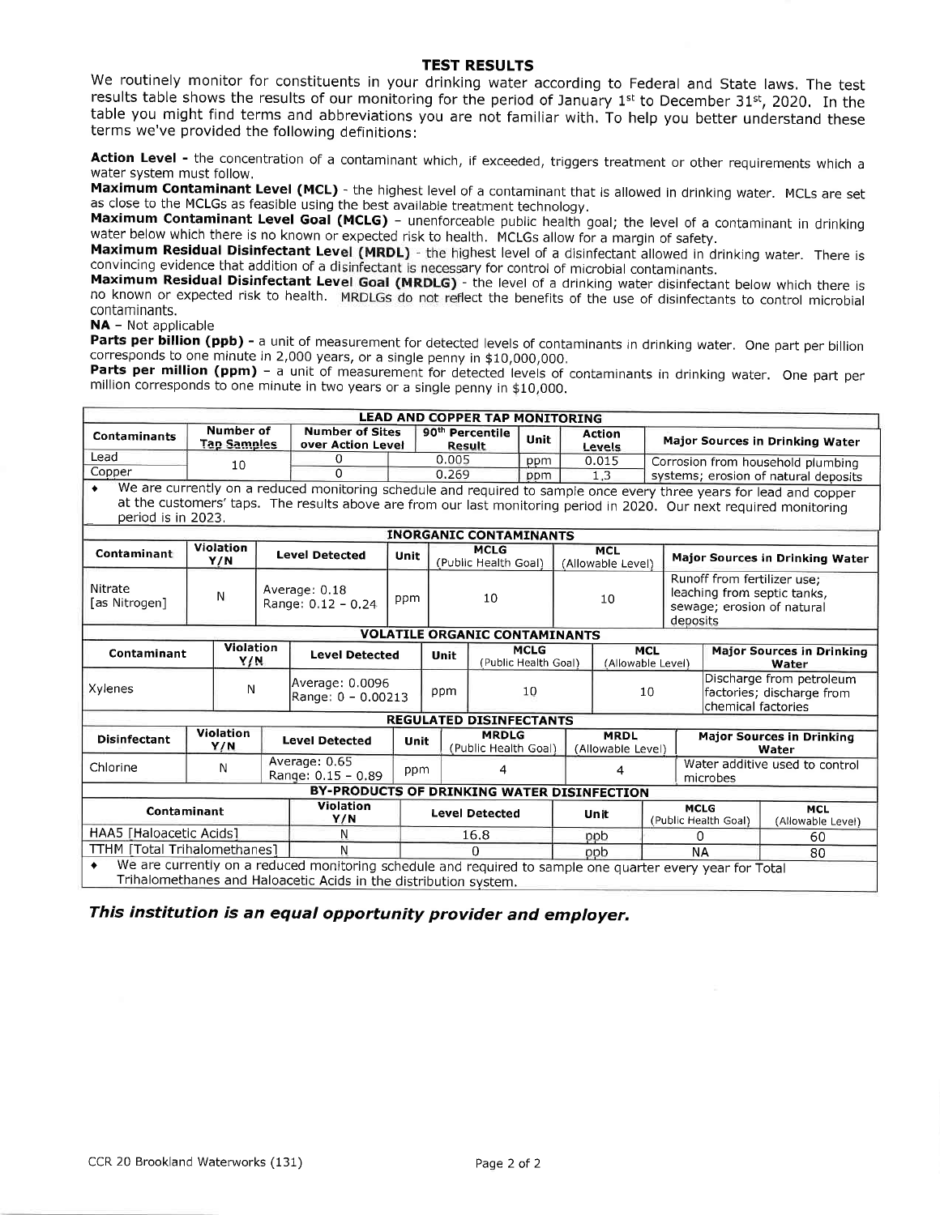## TEST RESULTS

We routinely monitor for constituents in your drinking water according to Federal and State laws. The test results table shows the results of our monitoring for the period of January 1st to December 31st, 2020. In the table you might find terms and abbreviations you are not familiar with. To help you better understand these terms we've provided the following definitions:

**Action Level -** the concentration of a contaminant which, if exceeded, triggers treatment or other requirements which a water system must follow.

**Maximum Contaminant Level (MCL)** - the highest level of a contaminant that is allowed in drinking water. MCLs are set as close to the MCLGs as feasible using the best available treatment technology.

**Maximum Contaminant Level Goal (MCLG)** – unenforceable public health goal; the level of a contaminant in drinking water below which there is no known or expected risk to health. MCLGs allow for a margin of safety.

**Maximum Residual Disinfectant Level (MRDL)** - the highest level of a disinfectant allowed in drinking water. There is convincing evidence that addition of a disinfectant is necessary for control of microbial contaminants.

**Maximum Residual Disinfectant Level Goal (MRDLG)** - the level of a drinking water disinfectant below which there is no known or expected risk to health. MRDLGs do not reflect the benefits of the use of disinfectants to control microbial contaminants.

**NA** – Not applicable

**Parts per billion (ppb) -** a unit of measurement for detected levels of contaminants in drinking water. One part per billion corresponds to one minute in 2,000 years, or a single penny in $10,000,000.

**Parts per million (ppm)** – a unit of measurement for detected levels of contaminants in drinking water. One part per million corresponds to one minute in two years or a single penny in $10,000.

**LEAD AND COPPER TAP MONITORING**

| Contaminants | Number of Tap Samples | Number of Sites over Action Level | 90th Percentile Result | Unit | Action Levels | Major Sources in Drinking Water |
|---|---|---|---|---|---|---|
| Lead | 10 | 0 | 0.005 | ppm | 0.015 | Corrosion from household plumbing systems; erosion of natural deposits |
| Copper | | 0 | 0.269 | ppm | 1.3 | |

- We are currently on a reduced monitoring schedule and required to sample once every three years for lead and copper at the customers' taps. The results above are from our last monitoring period in 2020. Our next required monitoring period is in 2023.

**INORGANIC CONTAMINANTS**

| Contaminant | Violation Y/N | Level Detected | Unit | MCLG (Public Health Goal) | MCL (Allowable Level) | Major Sources in Drinking Water |
|---|---|---|---|---|---|---|
| Nitrate [as Nitrogen] | N | Average: 0.18<br>Range: 0.12 – 0.24 | ppm | 10 | 10 | Runoff from fertilizer use; leaching from septic tanks, sewage; erosion of natural deposits |

**VOLATILE ORGANIC CONTAMINANTS**

| Contaminant | Violation Y/N | Level Detected | Unit | MCLG (Public Health Goal) | MCL (Allowable Level) | Major Sources in Drinking Water |
|---|---|---|---|---|---|---|
| Xylenes | N | Average: 0.0096<br>Range: 0 – 0.00213 | ppm | 10 | 10 | Discharge from petroleum factories; discharge from chemical factories |

**REGULATED DISINFECTANTS**

| Disinfectant | Violation Y/N | Level Detected | Unit | MRDLG (Public Health Goal) | MRDL (Allowable Level) | Major Sources in Drinking Water |
|---|---|---|---|---|---|---|
| Chlorine | N | Average: 0.65<br>Range: 0.15 – 0.89 | ppm | 4 | 4 | Water additive used to control microbes |

**BY-PRODUCTS OF DRINKING WATER DISINFECTION**

| Contaminant | Violation Y/N | Level Detected | Unit | MCLG (Public Health Goal) | MCL (Allowable Level) |
|---|---|---|---|---|---|
| HAA5 [Haloacetic Acids] | N | 16.8 | ppb | 0 | 60 |
| TTHM [Total Trihalomethanes] | N | 0 | ppb | NA | 80 |

- We are currently on a reduced monitoring schedule and required to sample one quarter every year for Total Trihalomethanes and Haloacetic Acids in the distribution system.

***This institution is an equal opportunity provider and employer.***

CCR 20 Brookland Waterworks (131)